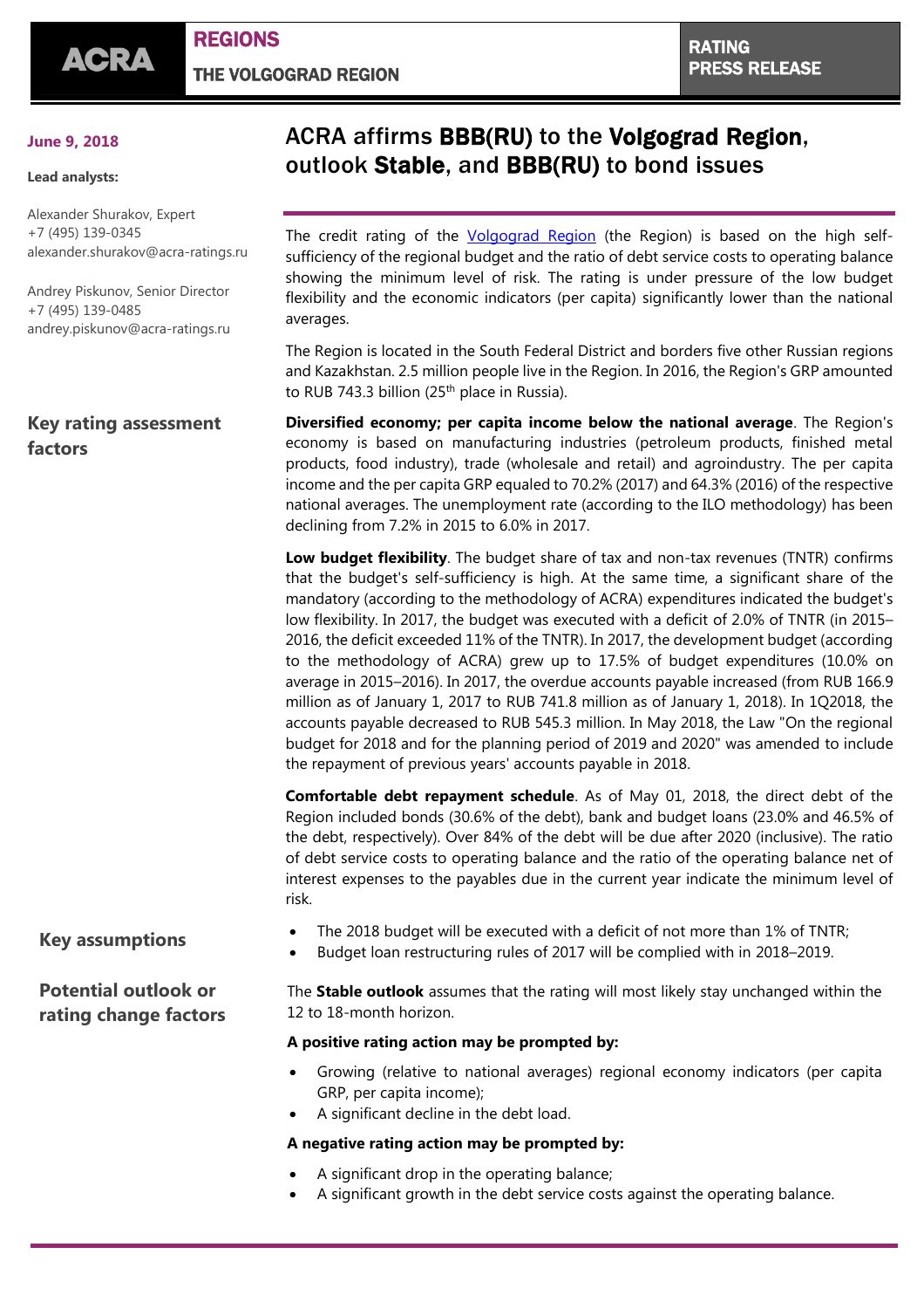# ACRA affirms BBB(RU) to the Volgograd Region, outlook Stable, and BBB(RU) to bond issues

**June 9, 2018**

**Lead analysts:**

Alexander Shurakov, Expert
+7 (495) 139-0345
alexander.shurakov@acra-ratings.ru

Andrey Piskunov, Senior Director
+7 (495) 139-0485
andrey.piskunov@acra-ratings.ru

The credit rating of the Volgograd Region (the Region) is based on the high self-sufficiency of the regional budget and the ratio of debt service costs to operating balance showing the minimum level of risk. The rating is under pressure of the low budget flexibility and the economic indicators (per capita) significantly lower than the national averages.

The Region is located in the South Federal District and borders five other Russian regions and Kazakhstan. 2.5 million people live in the Region. In 2016, the Region's GRP amounted to RUB 743.3 billion (25th place in Russia).

## Key rating assessment factors

**Diversified economy; per capita income below the national average**. The Region's economy is based on manufacturing industries (petroleum products, finished metal products, food industry), trade (wholesale and retail) and agroindustry. The per capita income and the per capita GRP equaled to 70.2% (2017) and 64.3% (2016) of the respective national averages. The unemployment rate (according to the ILO methodology) has been declining from 7.2% in 2015 to 6.0% in 2017.

**Low budget flexibility**. The budget share of tax and non-tax revenues (TNTR) confirms that the budget's self-sufficiency is high. At the same time, a significant share of the mandatory (according to the methodology of ACRA) expenditures indicated the budget's low flexibility. In 2017, the budget was executed with a deficit of 2.0% of TNTR (in 2015–2016, the deficit exceeded 11% of the TNTR). In 2017, the development budget (according to the methodology of ACRA) grew up to 17.5% of budget expenditures (10.0% on average in 2015–2016). In 2017, the overdue accounts payable increased (from RUB 166.9 million as of January 1, 2017 to RUB 741.8 million as of January 1, 2018). In 1Q2018, the accounts payable decreased to RUB 545.3 million. In May 2018, the Law "On the regional budget for 2018 and for the planning period of 2019 and 2020" was amended to include the repayment of previous years' accounts payable in 2018.

**Comfortable debt repayment schedule**. As of May 01, 2018, the direct debt of the Region included bonds (30.6% of the debt), bank and budget loans (23.0% and 46.5% of the debt, respectively). Over 84% of the debt will be due after 2020 (inclusive). The ratio of debt service costs to operating balance and the ratio of the operating balance net of interest expenses to the payables due in the current year indicate the minimum level of risk.

## Key assumptions

- The 2018 budget will be executed with a deficit of not more than 1% of TNTR;
- Budget loan restructuring rules of 2017 will be complied with in 2018–2019.

## Potential outlook or rating change factors

The **Stable outlook** assumes that the rating will most likely stay unchanged within the 12 to 18-month horizon.

**A positive rating action may be prompted by:**

- Growing (relative to national averages) regional economy indicators (per capita GRP, per capita income);
- A significant decline in the debt load.

**A negative rating action may be prompted by:**

- A significant drop in the operating balance;
- A significant growth in the debt service costs against the operating balance.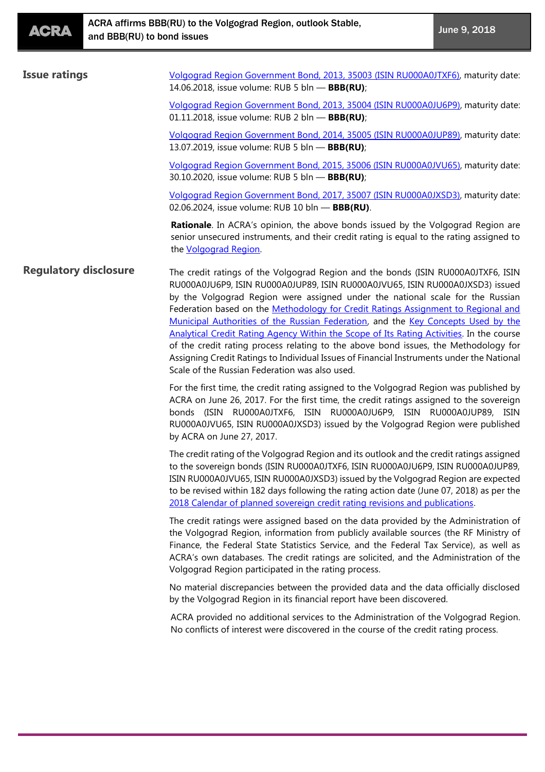## Issue ratings

Volgograd Region Government Bond, 2013, 35003 (ISIN RU000A0JTXF6), maturity date: 14.06.2018, issue volume: RUB 5 bln — **BBB(RU)**;

Volgograd Region Government Bond, 2013, 35004 (ISIN RU000A0JU6P9), maturity date: 01.11.2018, issue volume: RUB 2 bln — **BBB(RU)**;

Volgograd Region Government Bond, 2014, 35005 (ISIN RU000A0JUP89), maturity date: 13.07.2019, issue volume: RUB 5 bln — **BBB(RU)**;

Volgograd Region Government Bond, 2015, 35006 (ISIN RU000A0JVU65), maturity date: 30.10.2020, issue volume: RUB 5 bln — **BBB(RU)**;

Volgograd Region Government Bond, 2017, 35007 (ISIN RU000A0JXSD3), maturity date: 02.06.2024, issue volume: RUB 10 bln — **BBB(RU)**.

**Rationale**. In ACRA's opinion, the above bonds issued by the Volgograd Region are senior unsecured instruments, and their credit rating is equal to the rating assigned to the Volgograd Region.

## Regulatory disclosure

The credit ratings of the Volgograd Region and the bonds (ISIN RU000A0JTXF6, ISIN RU000A0JU6P9, ISIN RU000A0JUP89, ISIN RU000A0JVU65, ISIN RU000A0JXSD3) issued by the Volgograd Region were assigned under the national scale for the Russian Federation based on the Methodology for Credit Ratings Assignment to Regional and Municipal Authorities of the Russian Federation, and the Key Concepts Used by the Analytical Credit Rating Agency Within the Scope of Its Rating Activities. In the course of the credit rating process relating to the above bond issues, the Methodology for Assigning Credit Ratings to Individual Issues of Financial Instruments under the National Scale of the Russian Federation was also used.

For the first time, the credit rating assigned to the Volgograd Region was published by ACRA on June 26, 2017. For the first time, the credit ratings assigned to the sovereign bonds (ISIN RU000A0JTXF6, ISIN RU000A0JU6P9, ISIN RU000A0JUP89, ISIN RU000A0JVU65, ISIN RU000A0JXSD3) issued by the Volgograd Region were published by ACRA on June 27, 2017.

The credit rating of the Volgograd Region and its outlook and the credit ratings assigned to the sovereign bonds (ISIN RU000A0JTXF6, ISIN RU000A0JU6P9, ISIN RU000A0JUP89, ISIN RU000A0JVU65, ISIN RU000A0JXSD3) issued by the Volgograd Region are expected to be revised within 182 days following the rating action date (June 07, 2018) as per the 2018 Calendar of planned sovereign credit rating revisions and publications.

The credit ratings were assigned based on the data provided by the Administration of the Volgograd Region, information from publicly available sources (the RF Ministry of Finance, the Federal State Statistics Service, and the Federal Tax Service), as well as ACRA's own databases. The credit ratings are solicited, and the Administration of the Volgograd Region participated in the rating process.

No material discrepancies between the provided data and the data officially disclosed by the Volgograd Region in its financial report have been discovered.

ACRA provided no additional services to the Administration of the Volgograd Region. No conflicts of interest were discovered in the course of the credit rating process.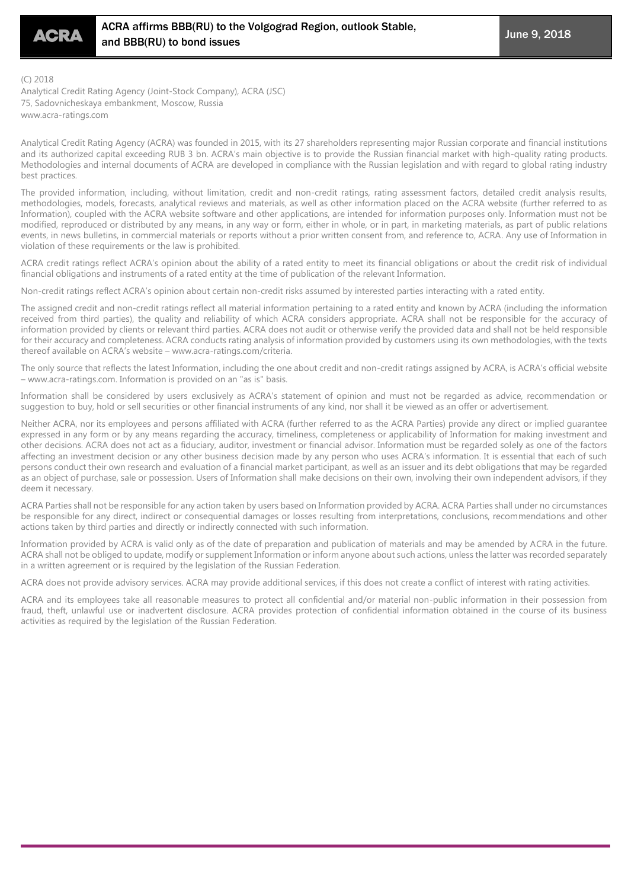(C) 2018
Analytical Credit Rating Agency (Joint-Stock Company), ACRA (JSC)
75, Sadovnicheskaya embankment, Moscow, Russia
www.acra-ratings.com

Analytical Credit Rating Agency (ACRA) was founded in 2015, with its 27 shareholders representing major Russian corporate and financial institutions and its authorized capital exceeding RUB 3 bn. ACRA's main objective is to provide the Russian financial market with high-quality rating products. Methodologies and internal documents of ACRA are developed in compliance with the Russian legislation and with regard to global rating industry best practices.

The provided information, including, without limitation, credit and non-credit ratings, rating assessment factors, detailed credit analysis results, methodologies, models, forecasts, analytical reviews and materials, as well as other information placed on the ACRA website (further referred to as Information), coupled with the ACRA website software and other applications, are intended for information purposes only. Information must not be modified, reproduced or distributed by any means, in any way or form, either in whole, or in part, in marketing materials, as part of public relations events, in news bulletins, in commercial materials or reports without a prior written consent from, and reference to, ACRA. Any use of Information in violation of these requirements or the law is prohibited.

ACRA credit ratings reflect ACRA's opinion about the ability of a rated entity to meet its financial obligations or about the credit risk of individual financial obligations and instruments of a rated entity at the time of publication of the relevant Information.

Non-credit ratings reflect ACRA's opinion about certain non-credit risks assumed by interested parties interacting with a rated entity.

The assigned credit and non-credit ratings reflect all material information pertaining to a rated entity and known by ACRA (including the information received from third parties), the quality and reliability of which ACRA considers appropriate. ACRA shall not be responsible for the accuracy of information provided by clients or relevant third parties. ACRA does not audit or otherwise verify the provided data and shall not be held responsible for their accuracy and completeness. ACRA conducts rating analysis of information provided by customers using its own methodologies, with the texts thereof available on ACRA's website – www.acra-ratings.com/criteria.

The only source that reflects the latest Information, including the one about credit and non-credit ratings assigned by ACRA, is ACRA's official website – www.acra-ratings.com. Information is provided on an "as is" basis.

Information shall be considered by users exclusively as ACRA's statement of opinion and must not be regarded as advice, recommendation or suggestion to buy, hold or sell securities or other financial instruments of any kind, nor shall it be viewed as an offer or advertisement.

Neither ACRA, nor its employees and persons affiliated with ACRA (further referred to as the ACRA Parties) provide any direct or implied guarantee expressed in any form or by any means regarding the accuracy, timeliness, completeness or applicability of Information for making investment and other decisions. ACRA does not act as a fiduciary, auditor, investment or financial advisor. Information must be regarded solely as one of the factors affecting an investment decision or any other business decision made by any person who uses ACRA's information. It is essential that each of such persons conduct their own research and evaluation of a financial market participant, as well as an issuer and its debt obligations that may be regarded as an object of purchase, sale or possession. Users of Information shall make decisions on their own, involving their own independent advisors, if they deem it necessary.

ACRA Parties shall not be responsible for any action taken by users based on Information provided by ACRA. ACRA Parties shall under no circumstances be responsible for any direct, indirect or consequential damages or losses resulting from interpretations, conclusions, recommendations and other actions taken by third parties and directly or indirectly connected with such information.

Information provided by ACRA is valid only as of the date of preparation and publication of materials and may be amended by ACRA in the future. ACRA shall not be obliged to update, modify or supplement Information or inform anyone about such actions, unless the latter was recorded separately in a written agreement or is required by the legislation of the Russian Federation.

ACRA does not provide advisory services. ACRA may provide additional services, if this does not create a conflict of interest with rating activities.

ACRA and its employees take all reasonable measures to protect all confidential and/or material non-public information in their possession from fraud, theft, unlawful use or inadvertent disclosure. ACRA provides protection of confidential information obtained in the course of its business activities as required by the legislation of the Russian Federation.